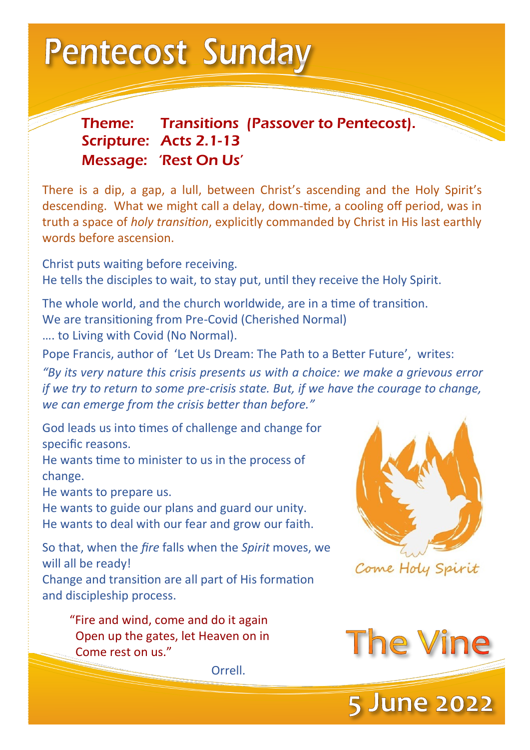# Pentecost Sunday

**Theme:** Transitions (Passover to Pentecost).
**Scripture:** Acts 2.1-13
**Message:** 'Rest On Us'

There is a dip, a gap, a lull, between Christ's ascending and the Holy Spirit's descending. What we might call a delay, down-time, a cooling off period, was in truth a space of *holy transition*, explicitly commanded by Christ in His last earthly words before ascension.

Christ puts waiting before receiving.
He tells the disciples to wait, to stay put, until they receive the Holy Spirit.

The whole world, and the church worldwide, are in a time of transition.
We are transitioning from Pre-Covid (Cherished Normal)
…. to Living with Covid (No Normal).

Pope Francis, author of 'Let Us Dream: The Path to a Better Future', writes:

*"By its very nature this crisis presents us with a choice: we make a grievous error if we try to return to some pre-crisis state. But, if we have the courage to change, we can emerge from the crisis better than before."*

God leads us into times of challenge and change for specific reasons.
He wants time to minister to us in the process of change.
He wants to prepare us.
He wants to guide our plans and guard our unity.
He wants to deal with our fear and grow our faith.

So that, when the *fire* falls when the *Spirit* moves, we will all be ready!
Change and transition are all part of His formation and discipleship process.

> "Fire and wind, come and do it again
> Open up the gates, let Heaven on in
> Come rest on us."
>
> Orrell.

Come Holy Spirit

The Vine

5 June 2022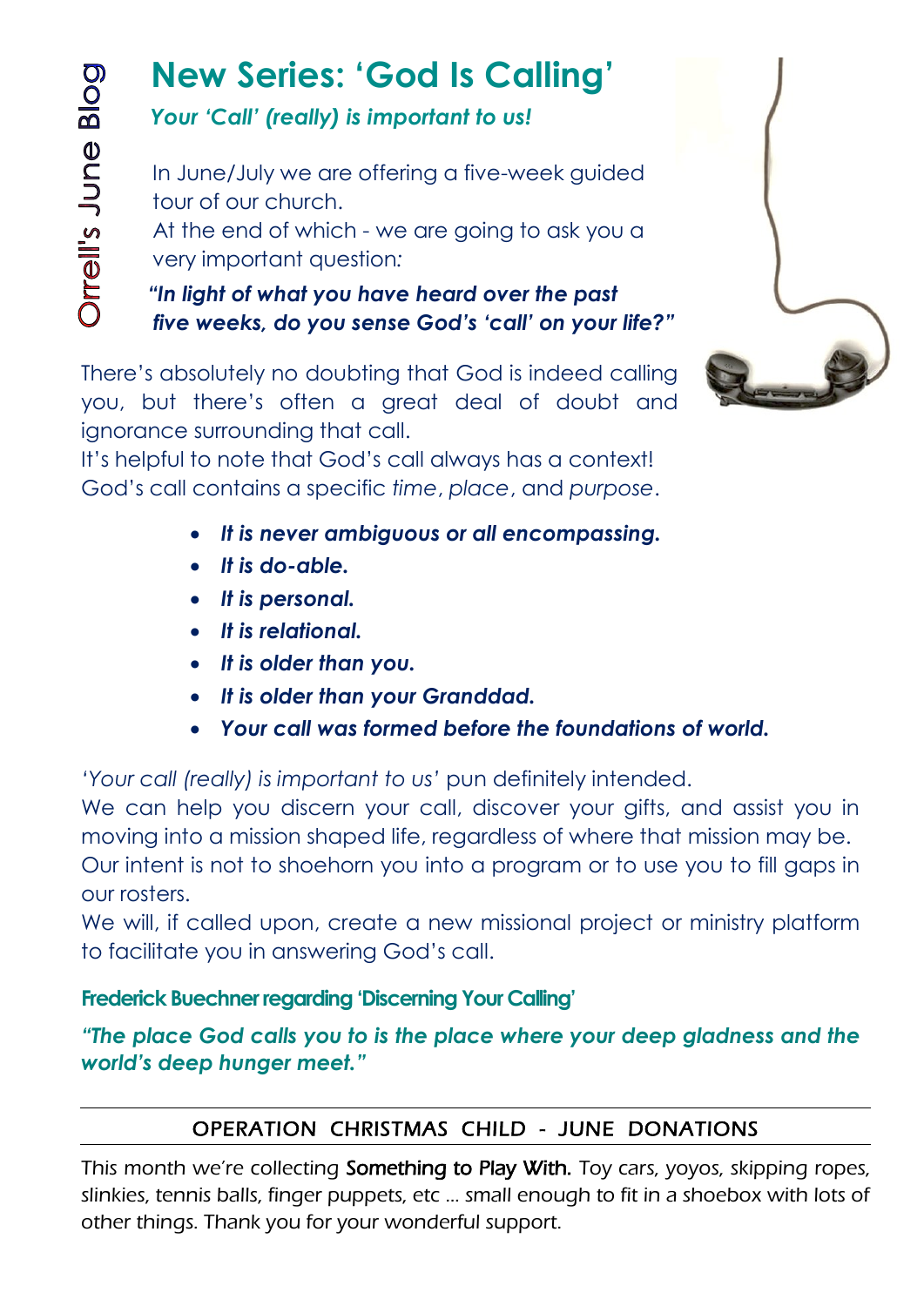Orrell's June Blog

# New Series: 'God Is Calling'

***Your 'Call' (really) is important to us!***

In June/July we are offering a five-week guided tour of our church.
At the end of which - we are going to ask you a very important question:

***"In light of what you have heard over the past five weeks, do you sense God's 'call' on your life?"***

There's absolutely no doubting that God is indeed calling you, but there's often a great deal of doubt and ignorance surrounding that call.
It's helpful to note that God's call always has a context!
God's call contains a specific *time*, *place*, and *purpose*.

- ***It is never ambiguous or all encompassing.***
- ***It is do-able.***
- ***It is personal.***
- ***It is relational.***
- ***It is older than you.***
- ***It is older than your Granddad.***
- ***Your call was formed before the foundations of world.***

'*Your call (really) is important to us*' pun definitely intended.
We can help you discern your call, discover your gifts, and assist you in moving into a mission shaped life, regardless of where that mission may be.
Our intent is not to shoehorn you into a program or to use you to fill gaps in our rosters.
We will, if called upon, create a new missional project or ministry platform to facilitate you in answering God's call.

**Frederick Buechner regarding 'Discerning Your Calling'**

***"The place God calls you to is the place where your deep gladness and the world's deep hunger meet."***

---

## OPERATION CHRISTMAS CHILD - JUNE DONATIONS

This month we're collecting **Something to Play With.** Toy cars, yoyos, skipping ropes, slinkies, tennis balls, finger puppets, etc … small enough to fit in a shoebox with lots of other things. Thank you for your wonderful support.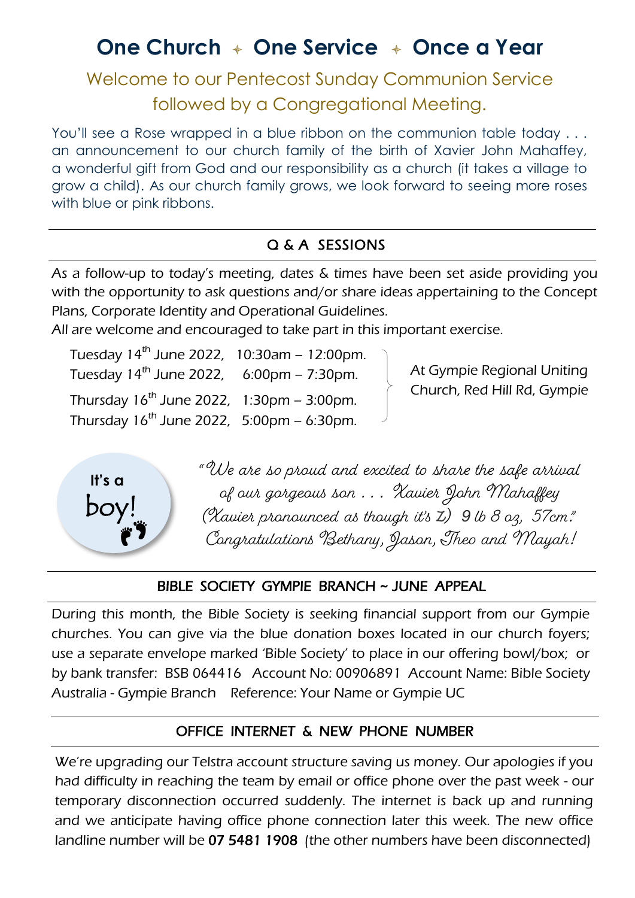# One Church ✦ One Service ✦ Once a Year

## Welcome to our Pentecost Sunday Communion Service followed by a Congregational Meeting.

You'll see a Rose wrapped in a blue ribbon on the communion table today . . . an announcement to our church family of the birth of Xavier John Mahaffey, a wonderful gift from God and our responsibility as a church (it takes a village to grow a child). As our church family grows, we look forward to seeing more roses with blue or pink ribbons.

---

### Q & A SESSIONS

As a follow-up to today's meeting, dates & times have been set aside providing you with the opportunity to ask questions and/or share ideas appertaining to the Concept Plans, Corporate Identity and Operational Guidelines.
All are welcome and encouraged to take part in this important exercise.

- Tuesday 14th June 2022, 10:30am – 12:00pm.
- Tuesday 14th June 2022, 6:00pm – 7:30pm.
- Thursday 16th June 2022, 1:30pm – 3:00pm.
- Thursday 16th June 2022, 5:00pm – 6:30pm.

At Gympie Regional Uniting Church, Red Hill Rd, Gympie

It's a boy!

*"We are so proud and excited to share the safe arrival of our gorgeous son . . . Xavier John Mahaffey (Xavier pronounced as though it's Z) 9 lb 8 oz, 57cm." Congratulations Bethany, Jason, Theo and Mayah!*

---

### BIBLE SOCIETY GYMPIE BRANCH ~ JUNE APPEAL

During this month, the Bible Society is seeking financial support from our Gympie churches. You can give via the blue donation boxes located in our church foyers; use a separate envelope marked 'Bible Society' to place in our offering bowl/box; or by bank transfer: BSB 064416 Account No: 00906891 Account Name: Bible Society Australia - Gympie Branch Reference: Your Name or Gympie UC

---

### OFFICE INTERNET & NEW PHONE NUMBER

We're upgrading our Telstra account structure saving us money. Our apologies if you had difficulty in reaching the team by email or office phone over the past week - our temporary disconnection occurred suddenly. The internet is back up and running and we anticipate having office phone connection later this week. The new office landline number will be **07 5481 1908** (the other numbers have been disconnected)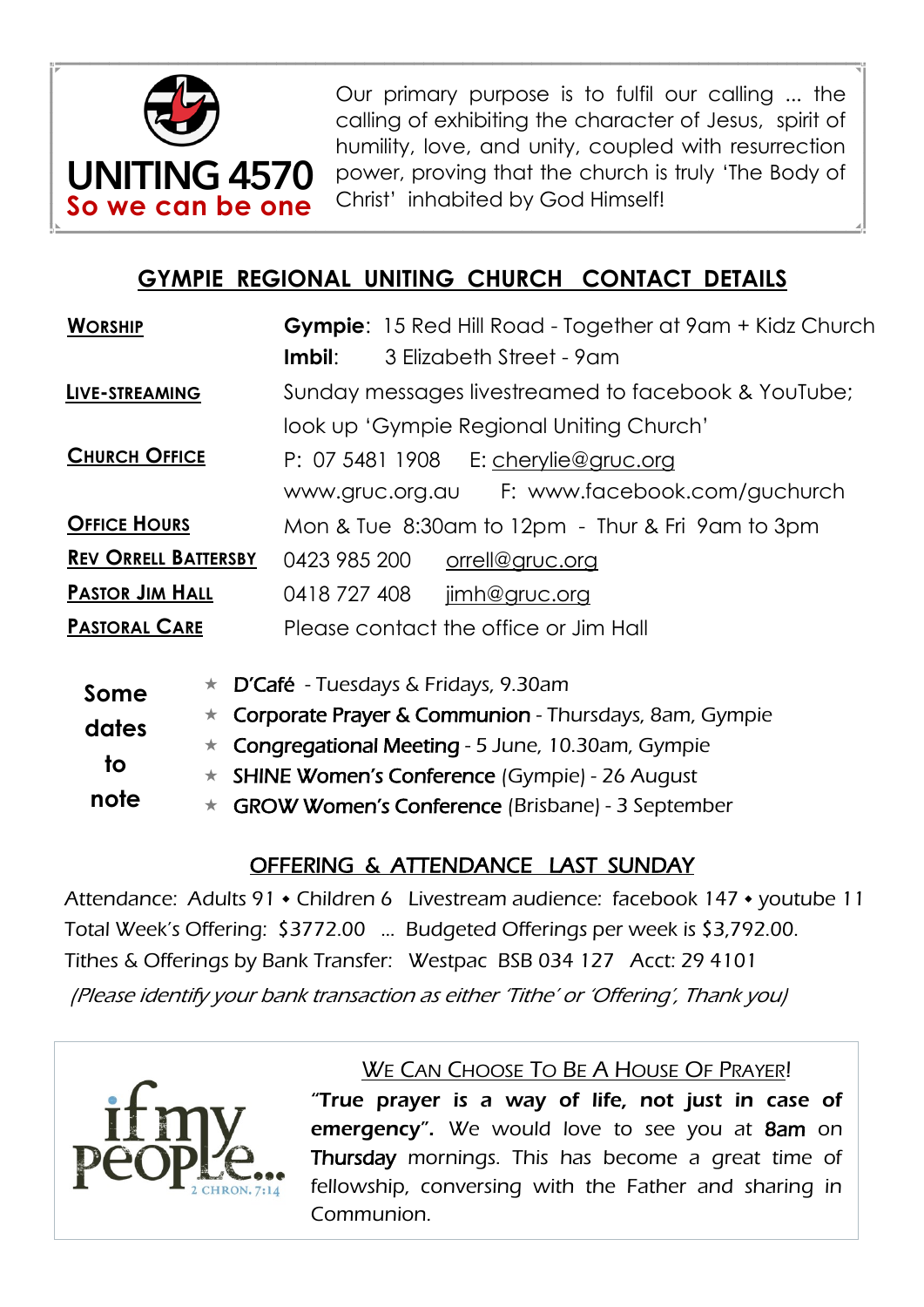**UNITING 4570**
**So we can be one**

Our primary purpose is to fulfil our calling ... the calling of exhibiting the character of Jesus, spirit of humility, love, and unity, coupled with resurrection power, proving that the church is truly 'The Body of Christ' inhabited by God Himself!

## GYMPIE REGIONAL UNITING CHURCH CONTACT DETAILS

| | |
|---|---|
| **WORSHIP** | **Gympie**: 15 Red Hill Road - Together at 9am + Kidz Church<br>**Imbil**: 3 Elizabeth Street - 9am |
| **LIVE-STREAMING** | Sunday messages livestreamed to facebook & YouTube; look up 'Gympie Regional Uniting Church' |
| **CHURCH OFFICE** | P: 07 5481 1908 E: cherylie@gruc.org<br>www.gruc.org.au F: www.facebook.com/guchurch |
| **OFFICE HOURS** | Mon & Tue 8:30am to 12pm - Thur & Fri 9am to 3pm |
| **REV ORRELL BATTERSBY** | 0423 985 200 orrell@gruc.org |
| **PASTOR JIM HALL** | 0418 727 408 jimh@gruc.org |
| **PASTORAL CARE** | Please contact the office or Jim Hall |

**Some dates to note**

- **D'Café** - Tuesdays & Fridays, 9.30am
- **Corporate Prayer & Communion** - Thursdays, 8am, Gympie
- **Congregational Meeting** - 5 June, 10.30am, Gympie
- **SHINE Women's Conference** (Gympie) - 26 August
- **GROW Women's Conference** (Brisbane) - 3 September

## OFFERING & ATTENDANCE LAST SUNDAY

Attendance: Adults 91 • Children 6 Livestream audience: facebook 147 • youtube 11
Total Week's Offering: $3772.00 ... Budgeted Offerings per week is $3,792.00.
Tithes & Offerings by Bank Transfer: Westpac BSB 034 127 Acct: 29 4101
*(Please identify your bank transaction as either 'Tithe' or 'Offering', Thank you)*

if my people... 2 CHRON. 7:14

### WE CAN CHOOSE TO BE A HOUSE OF PRAYER!

**"True prayer is a way of life, not just in case of emergency".** We would love to see you at **8am** on **Thursday** mornings. This has become a great time of fellowship, conversing with the Father and sharing in Communion.